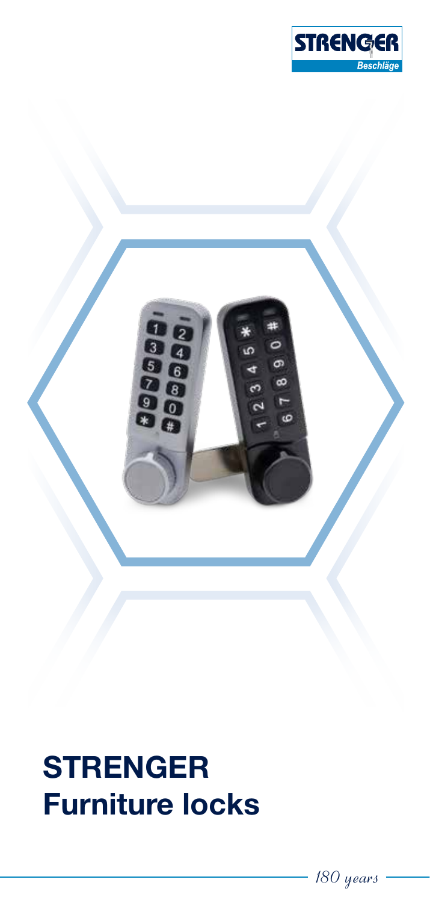# STRENGER Furniture locks

*180 years*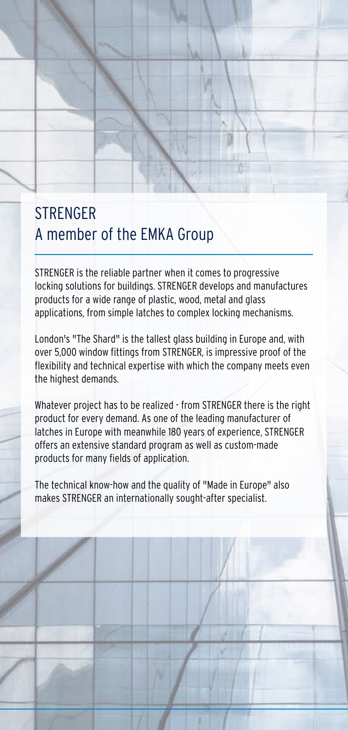# STRENGER
## A member of the EMKA Group

STRENGER is the reliable partner when it comes to progressive locking solutions for buildings. STRENGER develops and manufactures products for a wide range of plastic, wood, metal and glass applications, from simple latches to complex locking mechanisms.

London's "The Shard" is the tallest glass building in Europe and, with over 5,000 window fittings from STRENGER, is impressive proof of the flexibility and technical expertise with which the company meets even the highest demands.

Whatever project has to be realized - from STRENGER there is the right product for every demand. As one of the leading manufacturer of latches in Europe with meanwhile 180 years of experience, STRENGER offers an extensive standard program as well as custom-made products for many fields of application.

The technical know-how and the quality of "Made in Europe" also makes STRENGER an internationally sought-after specialist.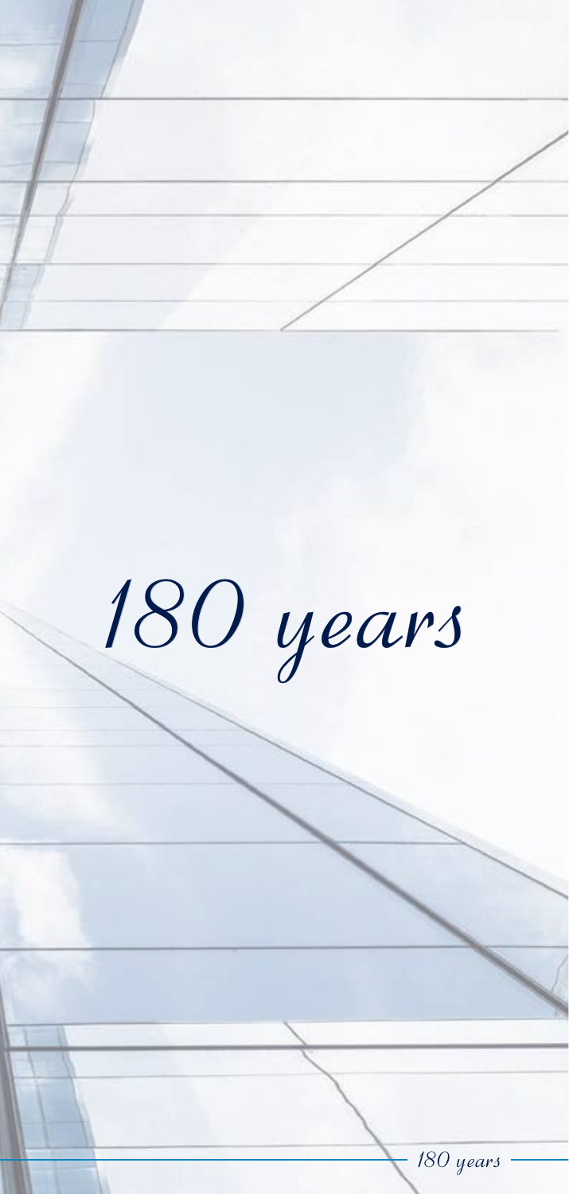# *180 years*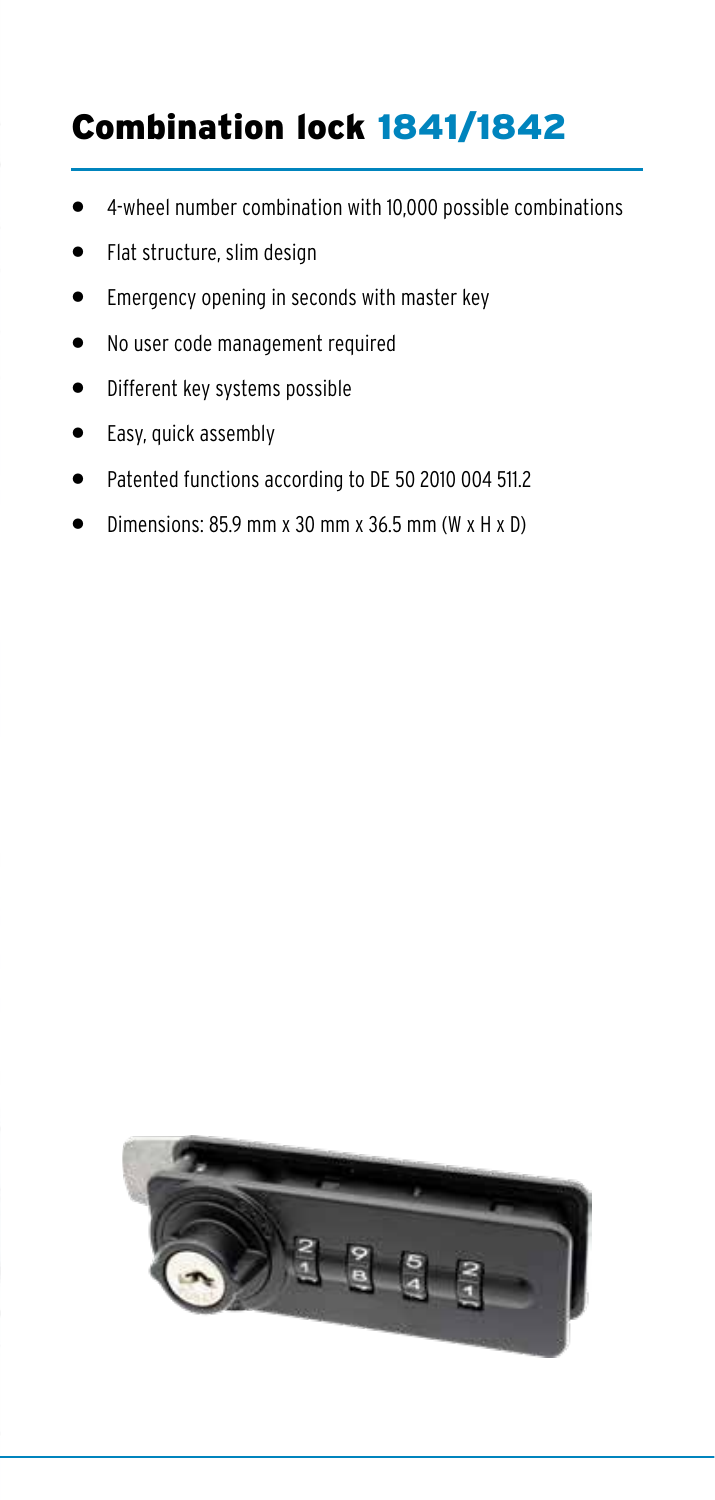# Combination lock 1841/1842

- 4-wheel number combination with 10,000 possible combinations
- Flat structure, slim design
- Emergency opening in seconds with master key
- No user code management required
- Different key systems possible
- Easy, quick assembly
- Patented functions according to DE 50 2010 004 511.2
- Dimensions: 85.9 mm x 30 mm x 36.5 mm (W x H x D)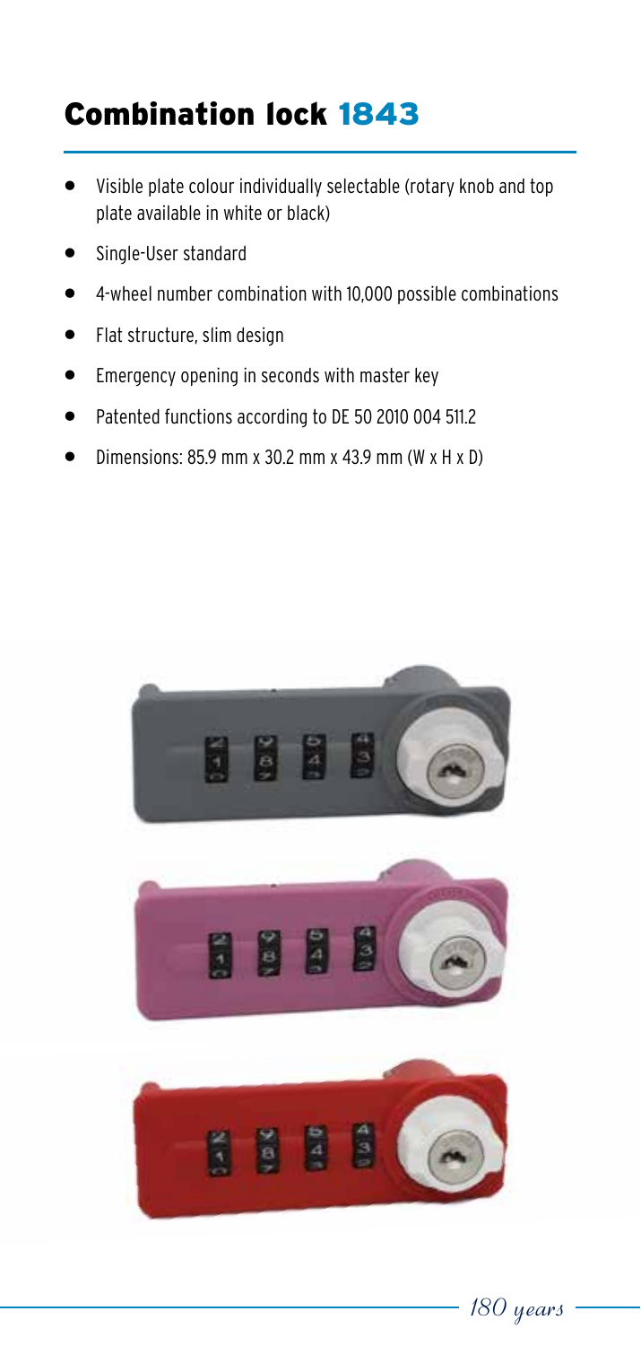# Combination lock 1843

- Visible plate colour individually selectable (rotary knob and top plate available in white or black)
- Single-User standard
- 4-wheel number combination with 10,000 possible combinations
- Flat structure, slim design
- Emergency opening in seconds with master key
- Patented functions according to DE 50 2010 004 511.2
- Dimensions: 85.9 mm x 30.2 mm x 43.9 mm (W x H x D)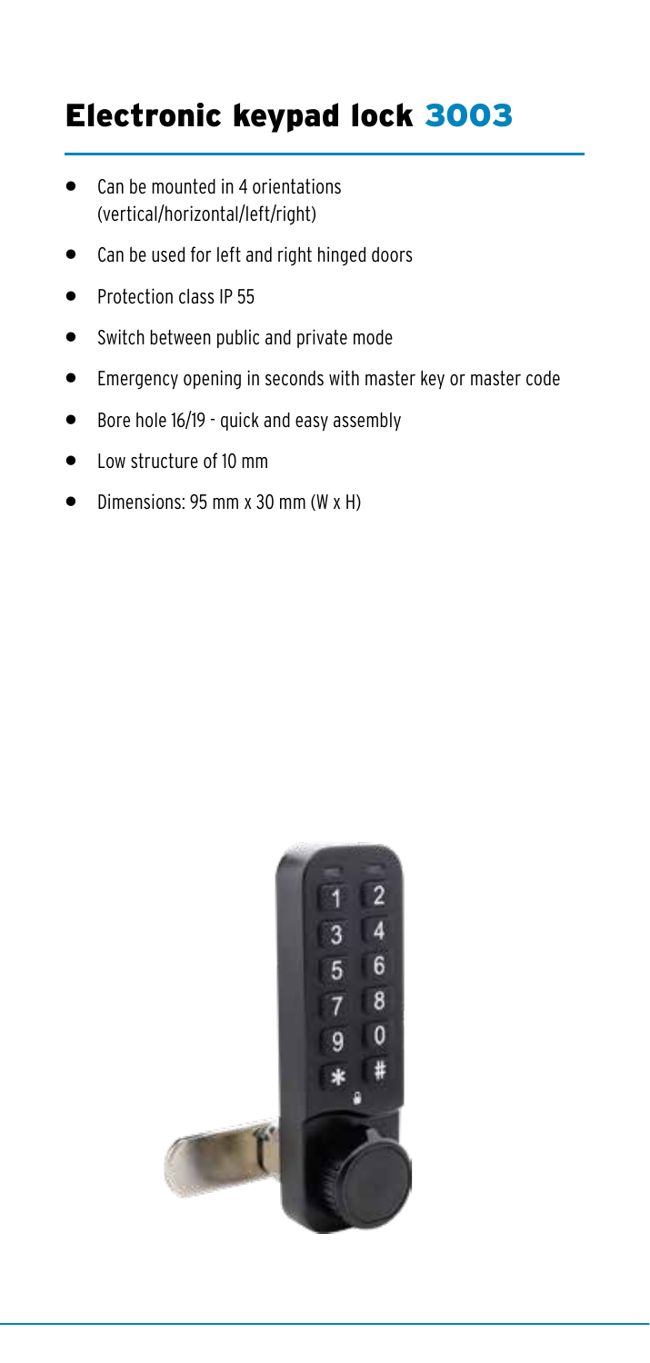# Electronic keypad lock 3003

- Can be mounted in 4 orientations (vertical/horizontal/left/right)
- Can be used for left and right hinged doors
- Protection class IP 55
- Switch between public and private mode
- Emergency opening in seconds with master key or master code
- Bore hole 16/19 - quick and easy assembly
- Low structure of 10 mm
- Dimensions: 95 mm x 30 mm (W x H)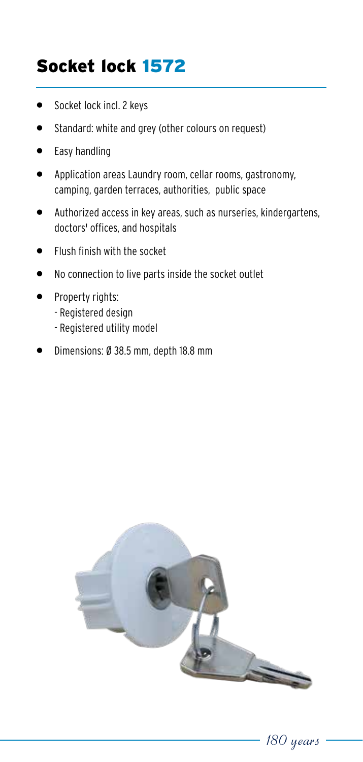## Socket lock 1572

- Socket lock incl. 2 keys
- Standard: white and grey (other colours on request)
- Easy handling
- Application areas Laundry room, cellar rooms, gastronomy, camping, garden terraces, authorities, public space
- Authorized access in key areas, such as nurseries, kindergartens, doctors' offices, and hospitals
- Flush finish with the socket
- No connection to live parts inside the socket outlet
- Property rights:
  - Registered design
  - Registered utility model
- Dimensions: Ø 38.5 mm, depth 18.8 mm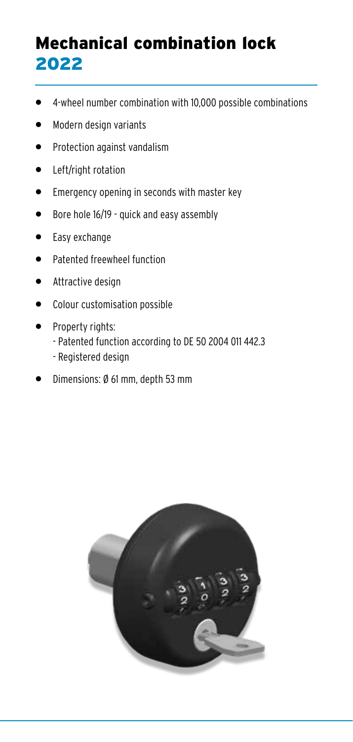# Mechanical combination lock 2022

- 4-wheel number combination with 10,000 possible combinations
- Modern design variants
- Protection against vandalism
- Left/right rotation
- Emergency opening in seconds with master key
- Bore hole 16/19 - quick and easy assembly
- Easy exchange
- Patented freewheel function
- Attractive design
- Colour customisation possible
- Property rights:
  - Patented function according to DE 50 2004 011 442.3
  - Registered design
- Dimensions: Ø 61 mm, depth 53 mm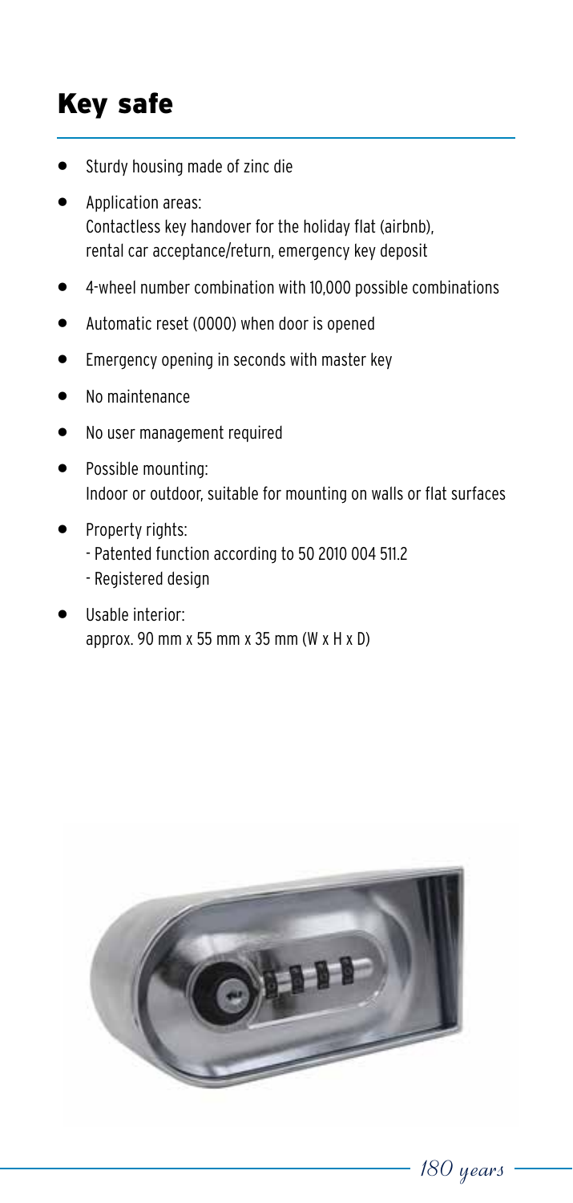# Key safe

- Sturdy housing made of zinc die
- Application areas:
  Contactless key handover for the holiday flat (airbnb), rental car acceptance/return, emergency key deposit
- 4-wheel number combination with 10,000 possible combinations
- Automatic reset (0000) when door is opened
- Emergency opening in seconds with master key
- No maintenance
- No user management required
- Possible mounting:
  Indoor or outdoor, suitable for mounting on walls or flat surfaces
- Property rights:
  - Patented function according to 50 2010 004 511.2
  - Registered design
- Usable interior:
  approx. 90 mm x 55 mm x 35 mm (W x H x D)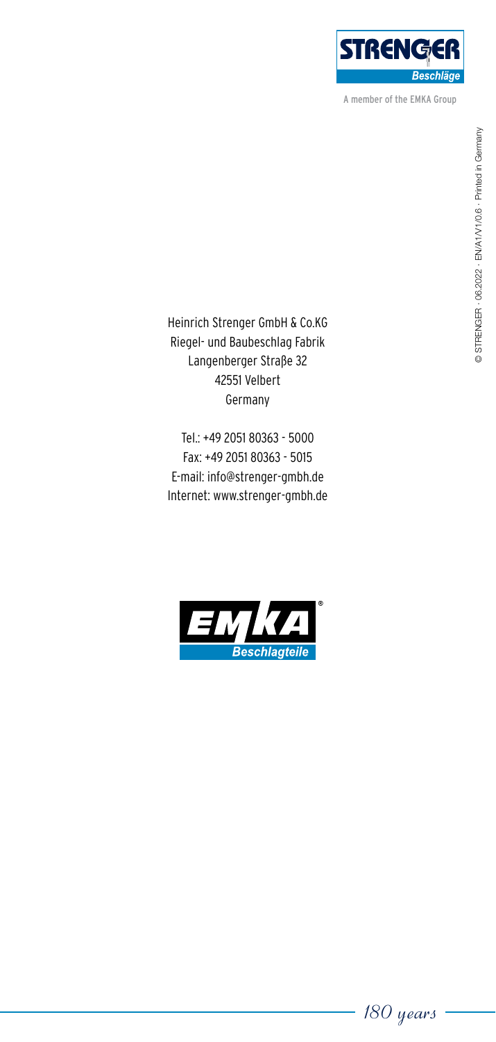STRENGER Beschläge

A member of the EMKA Group

© STRENGER · 06.2022 · EN/A1/V1/0.6 · Printed in Germany

Heinrich Strenger GmbH & Co.KG
Riegel- und Baubeschlag Fabrik
Langenberger Straβe 32
42551 Velbert
Germany

Tel.: +49 2051 80363 - 5000
Fax: +49 2051 80363 - 5015
E-mail: info@strenger-gmbh.de
Internet: www.strenger-gmbh.de

EMKA® Beschlagteile

*180 years*